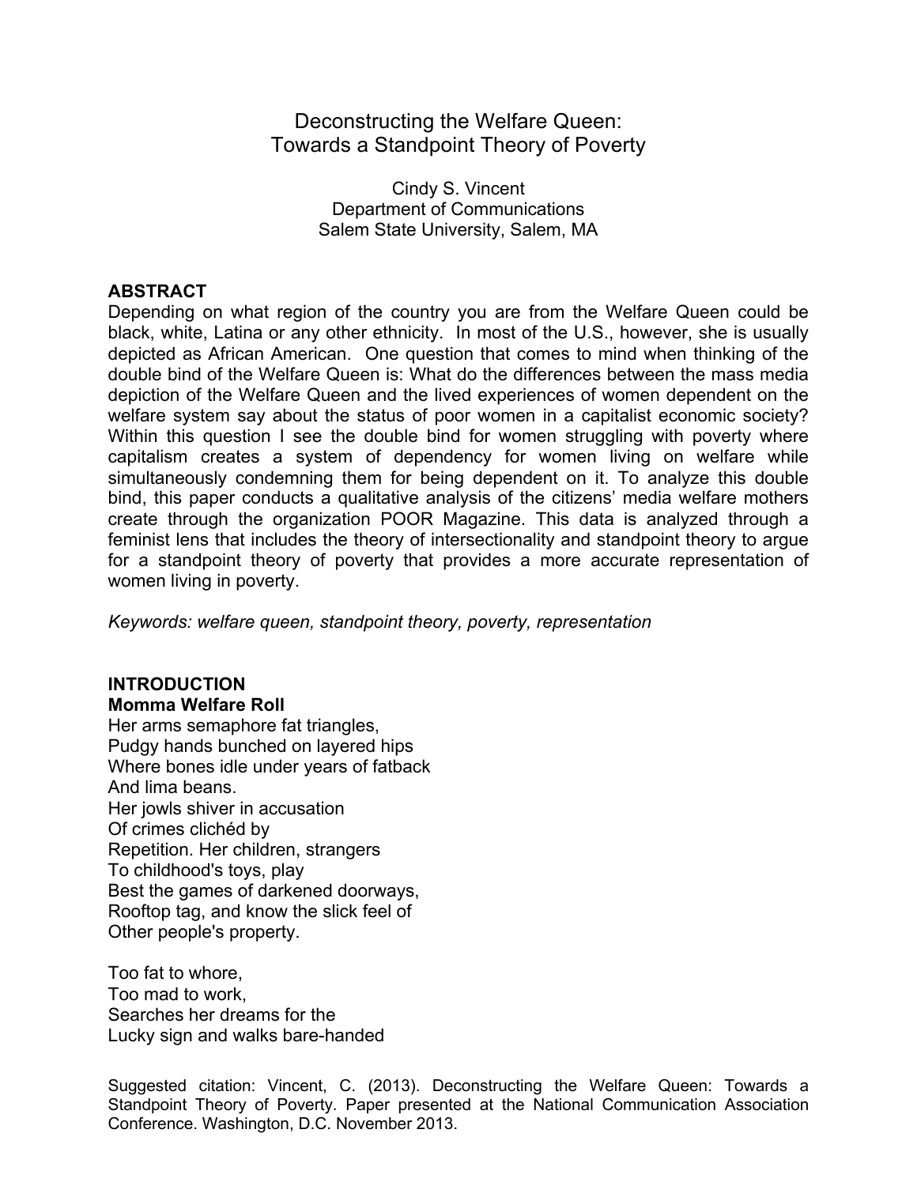# Deconstructing the Welfare Queen: Towards a Standpoint Theory of Poverty

Cindy S. Vincent
Department of Communications
Salem State University, Salem, MA

## ABSTRACT

Depending on what region of the country you are from the Welfare Queen could be black, white, Latina or any other ethnicity. In most of the U.S., however, she is usually depicted as African American. One question that comes to mind when thinking of the double bind of the Welfare Queen is: What do the differences between the mass media depiction of the Welfare Queen and the lived experiences of women dependent on the welfare system say about the status of poor women in a capitalist economic society? Within this question I see the double bind for women struggling with poverty where capitalism creates a system of dependency for women living on welfare while simultaneously condemning them for being dependent on it. To analyze this double bind, this paper conducts a qualitative analysis of the citizens' media welfare mothers create through the organization POOR Magazine. This data is analyzed through a feminist lens that includes the theory of intersectionality and standpoint theory to argue for a standpoint theory of poverty that provides a more accurate representation of women living in poverty.

*Keywords: welfare queen, standpoint theory, poverty, representation*

## INTRODUCTION

### Momma Welfare Roll

Her arms semaphore fat triangles,
Pudgy hands bunched on layered hips
Where bones idle under years of fatback
And lima beans.
Her jowls shiver in accusation
Of crimes clichéd by
Repetition. Her children, strangers
To childhood's toys, play
Best the games of darkened doorways,
Rooftop tag, and know the slick feel of
Other people's property.

Too fat to whore,
Too mad to work,
Searches her dreams for the
Lucky sign and walks bare-handed

Suggested citation: Vincent, C. (2013). Deconstructing the Welfare Queen: Towards a Standpoint Theory of Poverty. Paper presented at the National Communication Association Conference. Washington, D.C. November 2013.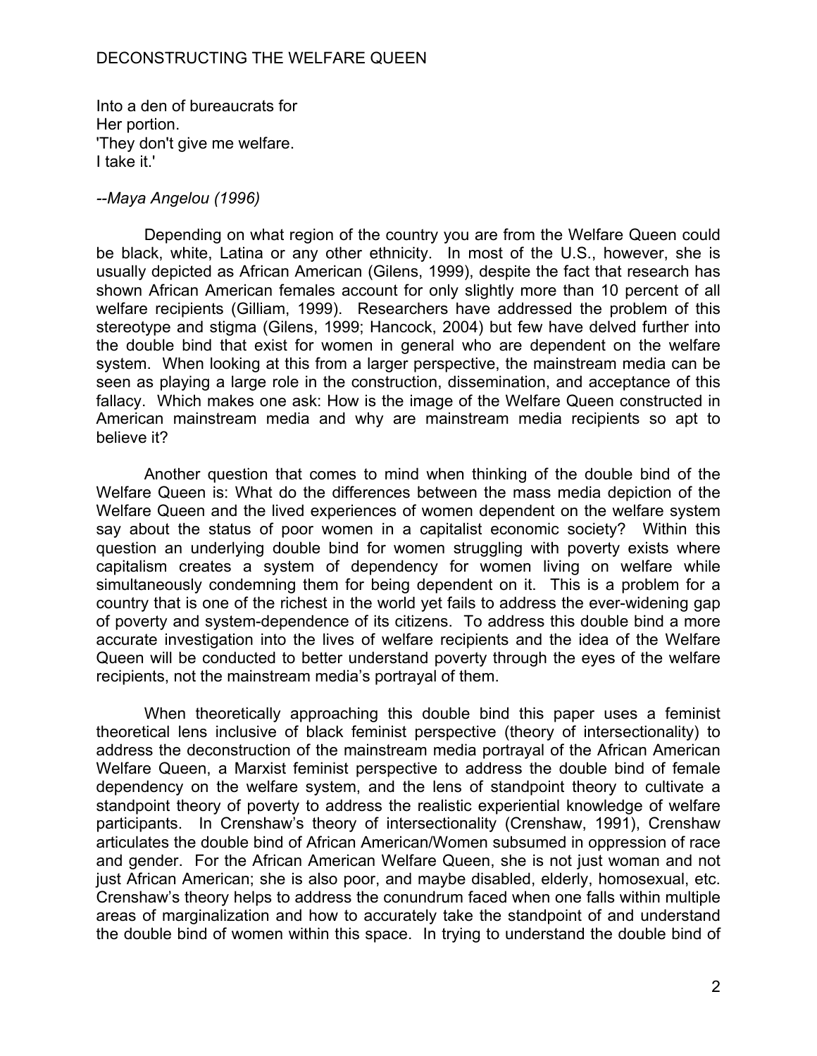Into a den of bureaucrats for
Her portion.
'They don't give me welfare.
I take it.'

*--Maya Angelou (1996)*

Depending on what region of the country you are from the Welfare Queen could be black, white, Latina or any other ethnicity. In most of the U.S., however, she is usually depicted as African American (Gilens, 1999), despite the fact that research has shown African American females account for only slightly more than 10 percent of all welfare recipients (Gilliam, 1999). Researchers have addressed the problem of this stereotype and stigma (Gilens, 1999; Hancock, 2004) but few have delved further into the double bind that exist for women in general who are dependent on the welfare system. When looking at this from a larger perspective, the mainstream media can be seen as playing a large role in the construction, dissemination, and acceptance of this fallacy. Which makes one ask: How is the image of the Welfare Queen constructed in American mainstream media and why are mainstream media recipients so apt to believe it?

Another question that comes to mind when thinking of the double bind of the Welfare Queen is: What do the differences between the mass media depiction of the Welfare Queen and the lived experiences of women dependent on the welfare system say about the status of poor women in a capitalist economic society? Within this question an underlying double bind for women struggling with poverty exists where capitalism creates a system of dependency for women living on welfare while simultaneously condemning them for being dependent on it. This is a problem for a country that is one of the richest in the world yet fails to address the ever-widening gap of poverty and system-dependence of its citizens. To address this double bind a more accurate investigation into the lives of welfare recipients and the idea of the Welfare Queen will be conducted to better understand poverty through the eyes of the welfare recipients, not the mainstream media's portrayal of them.

When theoretically approaching this double bind this paper uses a feminist theoretical lens inclusive of black feminist perspective (theory of intersectionality) to address the deconstruction of the mainstream media portrayal of the African American Welfare Queen, a Marxist feminist perspective to address the double bind of female dependency on the welfare system, and the lens of standpoint theory to cultivate a standpoint theory of poverty to address the realistic experiential knowledge of welfare participants. In Crenshaw's theory of intersectionality (Crenshaw, 1991), Crenshaw articulates the double bind of African American/Women subsumed in oppression of race and gender. For the African American Welfare Queen, she is not just woman and not just African American; she is also poor, and maybe disabled, elderly, homosexual, etc. Crenshaw's theory helps to address the conundrum faced when one falls within multiple areas of marginalization and how to accurately take the standpoint of and understand the double bind of women within this space. In trying to understand the double bind of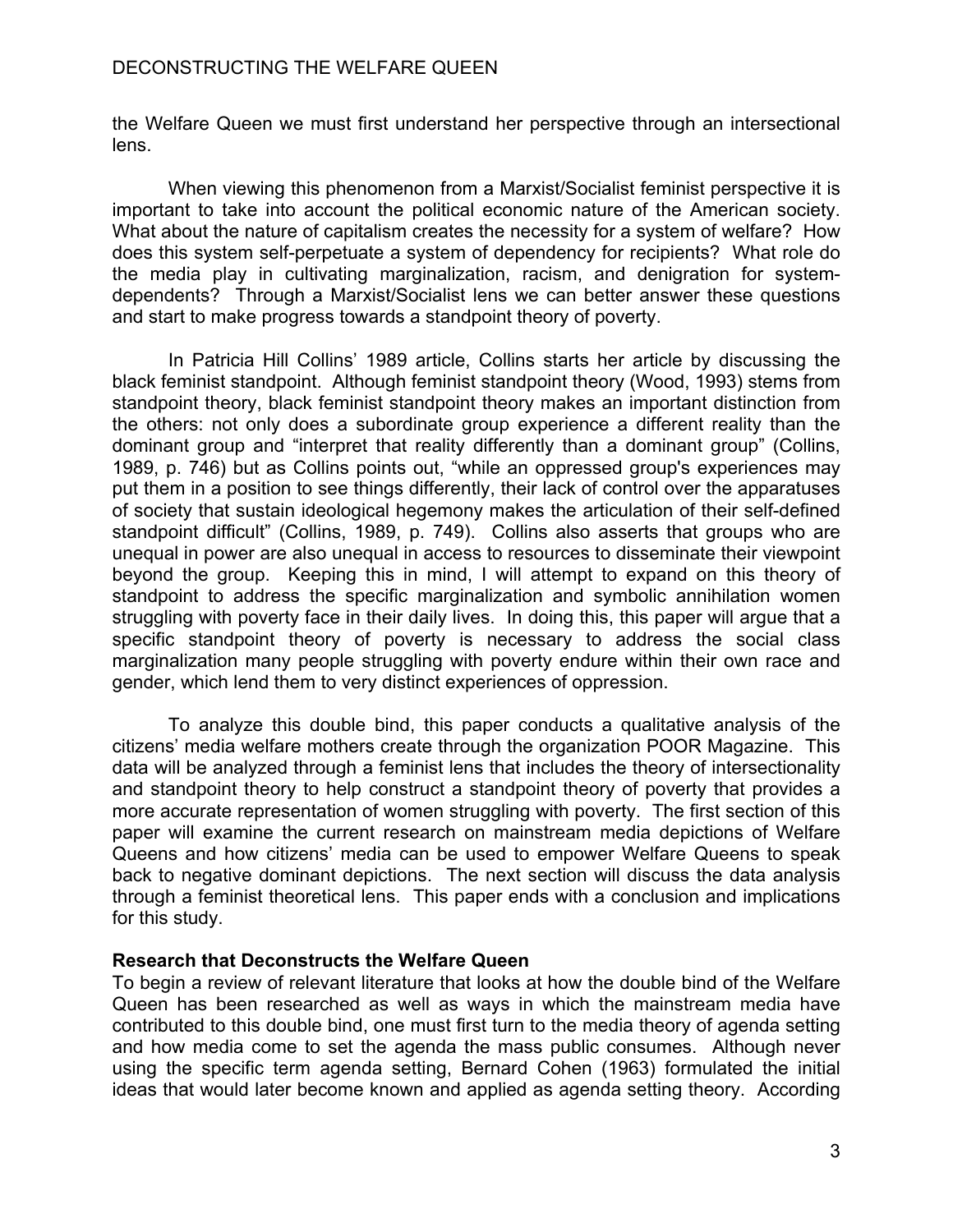the Welfare Queen we must first understand her perspective through an intersectional lens.

When viewing this phenomenon from a Marxist/Socialist feminist perspective it is important to take into account the political economic nature of the American society. What about the nature of capitalism creates the necessity for a system of welfare? How does this system self-perpetuate a system of dependency for recipients? What role do the media play in cultivating marginalization, racism, and denigration for system-dependents? Through a Marxist/Socialist lens we can better answer these questions and start to make progress towards a standpoint theory of poverty.

In Patricia Hill Collins' 1989 article, Collins starts her article by discussing the black feminist standpoint. Although feminist standpoint theory (Wood, 1993) stems from standpoint theory, black feminist standpoint theory makes an important distinction from the others: not only does a subordinate group experience a different reality than the dominant group and "interpret that reality differently than a dominant group" (Collins, 1989, p. 746) but as Collins points out, "while an oppressed group's experiences may put them in a position to see things differently, their lack of control over the apparatuses of society that sustain ideological hegemony makes the articulation of their self-defined standpoint difficult" (Collins, 1989, p. 749). Collins also asserts that groups who are unequal in power are also unequal in access to resources to disseminate their viewpoint beyond the group. Keeping this in mind, I will attempt to expand on this theory of standpoint to address the specific marginalization and symbolic annihilation women struggling with poverty face in their daily lives. In doing this, this paper will argue that a specific standpoint theory of poverty is necessary to address the social class marginalization many people struggling with poverty endure within their own race and gender, which lend them to very distinct experiences of oppression.

To analyze this double bind, this paper conducts a qualitative analysis of the citizens' media welfare mothers create through the organization POOR Magazine. This data will be analyzed through a feminist lens that includes the theory of intersectionality and standpoint theory to help construct a standpoint theory of poverty that provides a more accurate representation of women struggling with poverty. The first section of this paper will examine the current research on mainstream media depictions of Welfare Queens and how citizens' media can be used to empower Welfare Queens to speak back to negative dominant depictions. The next section will discuss the data analysis through a feminist theoretical lens. This paper ends with a conclusion and implications for this study.

**Research that Deconstructs the Welfare Queen**

To begin a review of relevant literature that looks at how the double bind of the Welfare Queen has been researched as well as ways in which the mainstream media have contributed to this double bind, one must first turn to the media theory of agenda setting and how media come to set the agenda the mass public consumes. Although never using the specific term agenda setting, Bernard Cohen (1963) formulated the initial ideas that would later become known and applied as agenda setting theory. According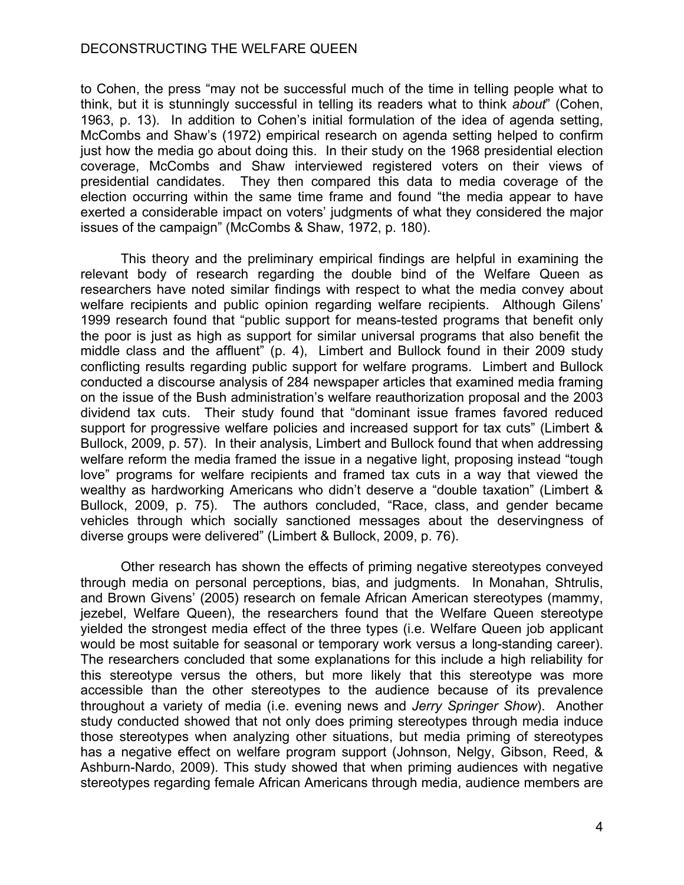to Cohen, the press "may not be successful much of the time in telling people what to think, but it is stunningly successful in telling its readers what to think *about*" (Cohen, 1963, p. 13). In addition to Cohen's initial formulation of the idea of agenda setting, McCombs and Shaw's (1972) empirical research on agenda setting helped to confirm just how the media go about doing this. In their study on the 1968 presidential election coverage, McCombs and Shaw interviewed registered voters on their views of presidential candidates. They then compared this data to media coverage of the election occurring within the same time frame and found "the media appear to have exerted a considerable impact on voters' judgments of what they considered the major issues of the campaign" (McCombs & Shaw, 1972, p. 180).

This theory and the preliminary empirical findings are helpful in examining the relevant body of research regarding the double bind of the Welfare Queen as researchers have noted similar findings with respect to what the media convey about welfare recipients and public opinion regarding welfare recipients. Although Gilens' 1999 research found that "public support for means-tested programs that benefit only the poor is just as high as support for similar universal programs that also benefit the middle class and the affluent" (p. 4), Limbert and Bullock found in their 2009 study conflicting results regarding public support for welfare programs. Limbert and Bullock conducted a discourse analysis of 284 newspaper articles that examined media framing on the issue of the Bush administration's welfare reauthorization proposal and the 2003 dividend tax cuts. Their study found that "dominant issue frames favored reduced support for progressive welfare policies and increased support for tax cuts" (Limbert & Bullock, 2009, p. 57). In their analysis, Limbert and Bullock found that when addressing welfare reform the media framed the issue in a negative light, proposing instead "tough love" programs for welfare recipients and framed tax cuts in a way that viewed the wealthy as hardworking Americans who didn't deserve a "double taxation" (Limbert & Bullock, 2009, p. 75). The authors concluded, "Race, class, and gender became vehicles through which socially sanctioned messages about the deservingness of diverse groups were delivered" (Limbert & Bullock, 2009, p. 76).

Other research has shown the effects of priming negative stereotypes conveyed through media on personal perceptions, bias, and judgments. In Monahan, Shtrulis, and Brown Givens' (2005) research on female African American stereotypes (mammy, jezebel, Welfare Queen), the researchers found that the Welfare Queen stereotype yielded the strongest media effect of the three types (i.e. Welfare Queen job applicant would be most suitable for seasonal or temporary work versus a long-standing career). The researchers concluded that some explanations for this include a high reliability for this stereotype versus the others, but more likely that this stereotype was more accessible than the other stereotypes to the audience because of its prevalence throughout a variety of media (i.e. evening news and *Jerry Springer Show*). Another study conducted showed that not only does priming stereotypes through media induce those stereotypes when analyzing other situations, but media priming of stereotypes has a negative effect on welfare program support (Johnson, Nelgy, Gibson, Reed, & Ashburn-Nardo, 2009). This study showed that when priming audiences with negative stereotypes regarding female African Americans through media, audience members are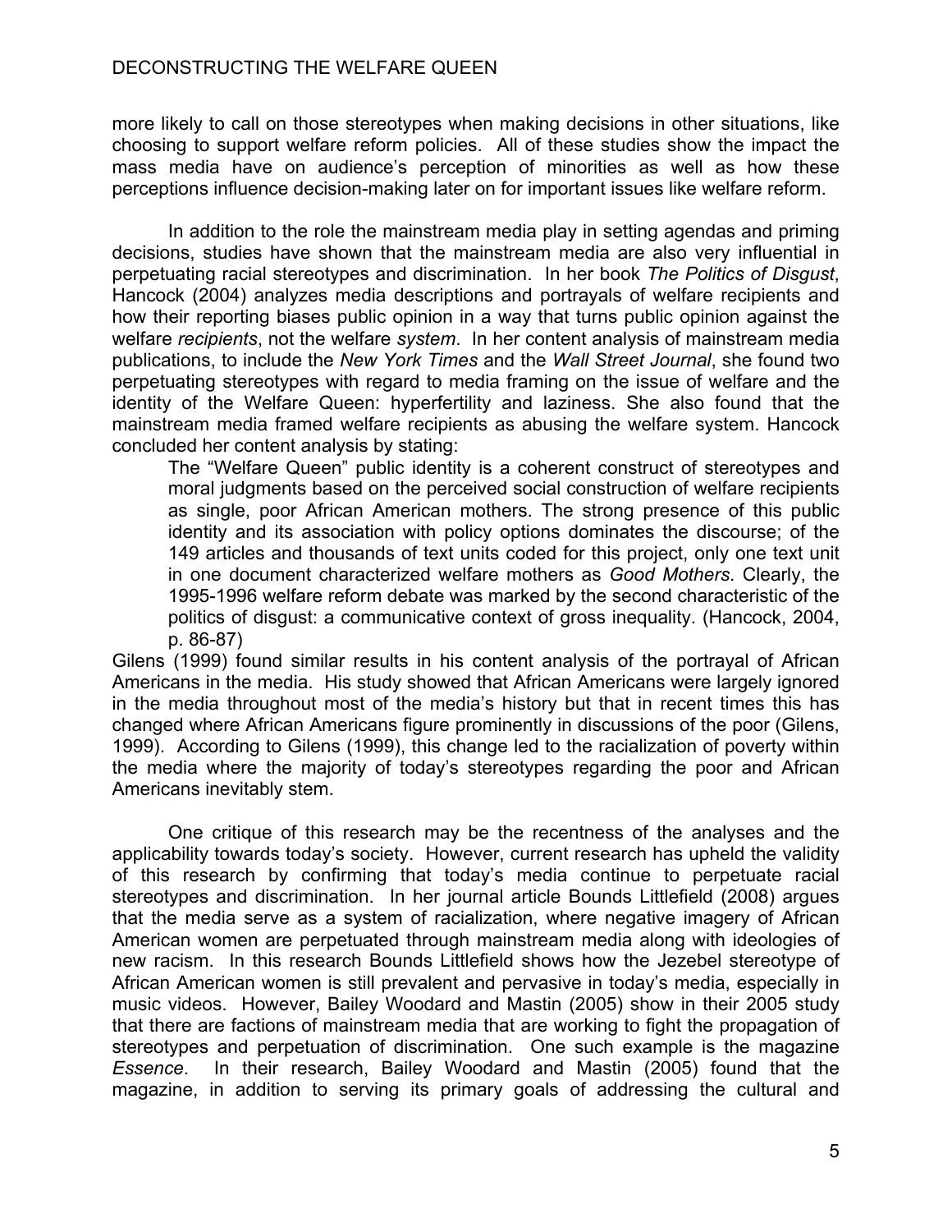more likely to call on those stereotypes when making decisions in other situations, like choosing to support welfare reform policies. All of these studies show the impact the mass media have on audience's perception of minorities as well as how these perceptions influence decision-making later on for important issues like welfare reform.

In addition to the role the mainstream media play in setting agendas and priming decisions, studies have shown that the mainstream media are also very influential in perpetuating racial stereotypes and discrimination. In her book *The Politics of Disgust*, Hancock (2004) analyzes media descriptions and portrayals of welfare recipients and how their reporting biases public opinion in a way that turns public opinion against the welfare *recipients*, not the welfare *system*. In her content analysis of mainstream media publications, to include the *New York Times* and the *Wall Street Journal*, she found two perpetuating stereotypes with regard to media framing on the issue of welfare and the identity of the Welfare Queen: hyperfertility and laziness. She also found that the mainstream media framed welfare recipients as abusing the welfare system. Hancock concluded her content analysis by stating:

> The "Welfare Queen" public identity is a coherent construct of stereotypes and moral judgments based on the perceived social construction of welfare recipients as single, poor African American mothers. The strong presence of this public identity and its association with policy options dominates the discourse; of the 149 articles and thousands of text units coded for this project, only one text unit in one document characterized welfare mothers as *Good Mothers*. Clearly, the 1995-1996 welfare reform debate was marked by the second characteristic of the politics of disgust: a communicative context of gross inequality. (Hancock, 2004, p. 86-87)

Gilens (1999) found similar results in his content analysis of the portrayal of African Americans in the media. His study showed that African Americans were largely ignored in the media throughout most of the media's history but that in recent times this has changed where African Americans figure prominently in discussions of the poor (Gilens, 1999). According to Gilens (1999), this change led to the racialization of poverty within the media where the majority of today's stereotypes regarding the poor and African Americans inevitably stem.

One critique of this research may be the recentness of the analyses and the applicability towards today's society. However, current research has upheld the validity of this research by confirming that today's media continue to perpetuate racial stereotypes and discrimination. In her journal article Bounds Littlefield (2008) argues that the media serve as a system of racialization, where negative imagery of African American women are perpetuated through mainstream media along with ideologies of new racism. In this research Bounds Littlefield shows how the Jezebel stereotype of African American women is still prevalent and pervasive in today's media, especially in music videos. However, Bailey Woodard and Mastin (2005) show in their 2005 study that there are factions of mainstream media that are working to fight the propagation of stereotypes and perpetuation of discrimination. One such example is the magazine *Essence*. In their research, Bailey Woodard and Mastin (2005) found that the magazine, in addition to serving its primary goals of addressing the cultural and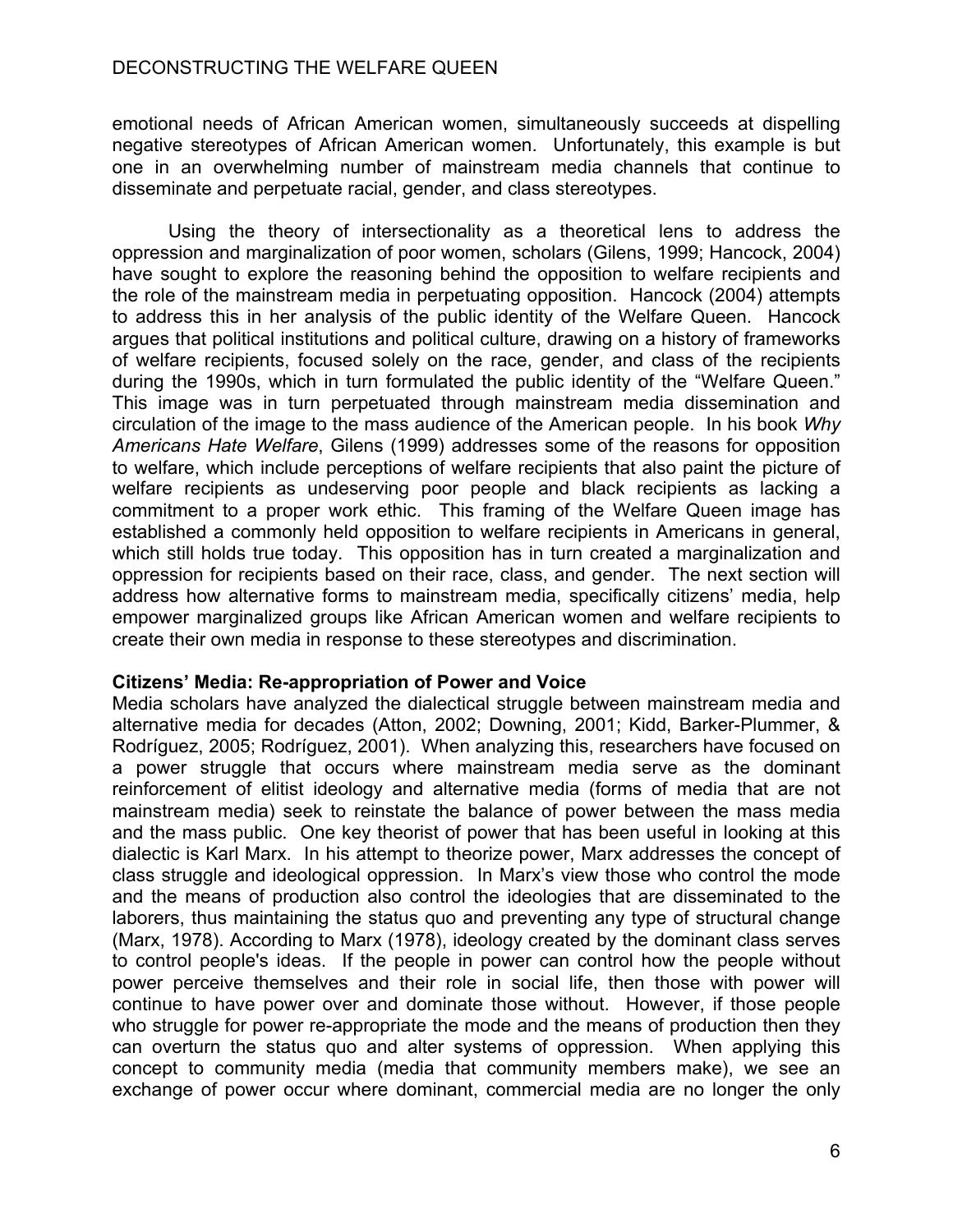emotional needs of African American women, simultaneously succeeds at dispelling negative stereotypes of African American women. Unfortunately, this example is but one in an overwhelming number of mainstream media channels that continue to disseminate and perpetuate racial, gender, and class stereotypes.

Using the theory of intersectionality as a theoretical lens to address the oppression and marginalization of poor women, scholars (Gilens, 1999; Hancock, 2004) have sought to explore the reasoning behind the opposition to welfare recipients and the role of the mainstream media in perpetuating opposition. Hancock (2004) attempts to address this in her analysis of the public identity of the Welfare Queen. Hancock argues that political institutions and political culture, drawing on a history of frameworks of welfare recipients, focused solely on the race, gender, and class of the recipients during the 1990s, which in turn formulated the public identity of the "Welfare Queen." This image was in turn perpetuated through mainstream media dissemination and circulation of the image to the mass audience of the American people. In his book *Why Americans Hate Welfare*, Gilens (1999) addresses some of the reasons for opposition to welfare, which include perceptions of welfare recipients that also paint the picture of welfare recipients as undeserving poor people and black recipients as lacking a commitment to a proper work ethic. This framing of the Welfare Queen image has established a commonly held opposition to welfare recipients in Americans in general, which still holds true today. This opposition has in turn created a marginalization and oppression for recipients based on their race, class, and gender. The next section will address how alternative forms to mainstream media, specifically citizens' media, help empower marginalized groups like African American women and welfare recipients to create their own media in response to these stereotypes and discrimination.

**Citizens' Media: Re-appropriation of Power and Voice**

Media scholars have analyzed the dialectical struggle between mainstream media and alternative media for decades (Atton, 2002; Downing, 2001; Kidd, Barker-Plummer, & Rodríguez, 2005; Rodríguez, 2001). When analyzing this, researchers have focused on a power struggle that occurs where mainstream media serve as the dominant reinforcement of elitist ideology and alternative media (forms of media that are not mainstream media) seek to reinstate the balance of power between the mass media and the mass public. One key theorist of power that has been useful in looking at this dialectic is Karl Marx. In his attempt to theorize power, Marx addresses the concept of class struggle and ideological oppression. In Marx's view those who control the mode and the means of production also control the ideologies that are disseminated to the laborers, thus maintaining the status quo and preventing any type of structural change (Marx, 1978). According to Marx (1978), ideology created by the dominant class serves to control people's ideas. If the people in power can control how the people without power perceive themselves and their role in social life, then those with power will continue to have power over and dominate those without. However, if those people who struggle for power re-appropriate the mode and the means of production then they can overturn the status quo and alter systems of oppression. When applying this concept to community media (media that community members make), we see an exchange of power occur where dominant, commercial media are no longer the only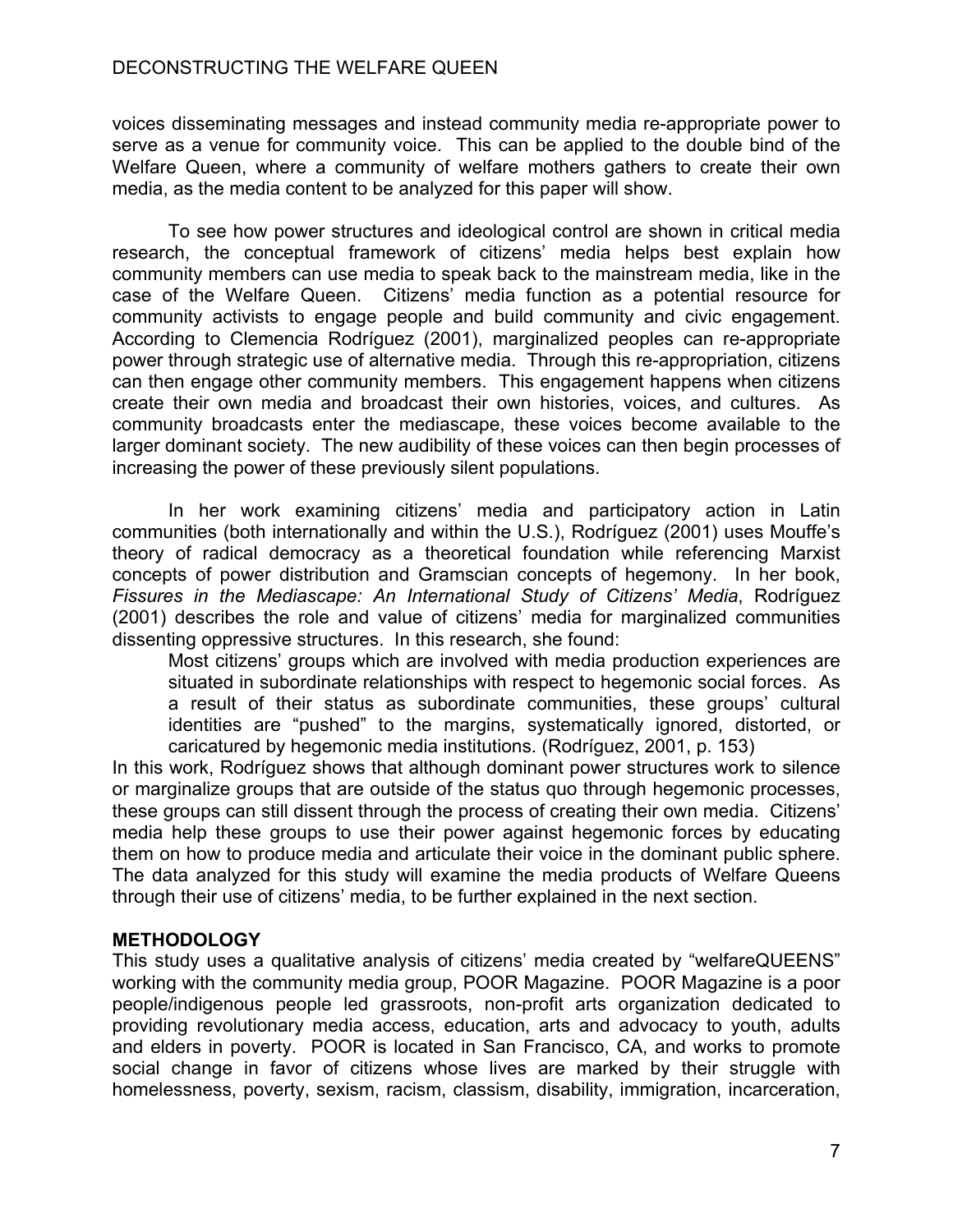voices disseminating messages and instead community media re-appropriate power to serve as a venue for community voice. This can be applied to the double bind of the Welfare Queen, where a community of welfare mothers gathers to create their own media, as the media content to be analyzed for this paper will show.

To see how power structures and ideological control are shown in critical media research, the conceptual framework of citizens' media helps best explain how community members can use media to speak back to the mainstream media, like in the case of the Welfare Queen. Citizens' media function as a potential resource for community activists to engage people and build community and civic engagement. According to Clemencia Rodríguez (2001), marginalized peoples can re-appropriate power through strategic use of alternative media. Through this re-appropriation, citizens can then engage other community members. This engagement happens when citizens create their own media and broadcast their own histories, voices, and cultures. As community broadcasts enter the mediascape, these voices become available to the larger dominant society. The new audibility of these voices can then begin processes of increasing the power of these previously silent populations.

In her work examining citizens' media and participatory action in Latin communities (both internationally and within the U.S.), Rodríguez (2001) uses Mouffe's theory of radical democracy as a theoretical foundation while referencing Marxist concepts of power distribution and Gramscian concepts of hegemony. In her book, *Fissures in the Mediascape: An International Study of Citizens' Media*, Rodríguez (2001) describes the role and value of citizens' media for marginalized communities dissenting oppressive structures. In this research, she found:

> Most citizens' groups which are involved with media production experiences are situated in subordinate relationships with respect to hegemonic social forces. As a result of their status as subordinate communities, these groups' cultural identities are "pushed" to the margins, systematically ignored, distorted, or caricatured by hegemonic media institutions. (Rodríguez, 2001, p. 153)

In this work, Rodríguez shows that although dominant power structures work to silence or marginalize groups that are outside of the status quo through hegemonic processes, these groups can still dissent through the process of creating their own media. Citizens' media help these groups to use their power against hegemonic forces by educating them on how to produce media and articulate their voice in the dominant public sphere. The data analyzed for this study will examine the media products of Welfare Queens through their use of citizens' media, to be further explained in the next section.

## METHODOLOGY

This study uses a qualitative analysis of citizens' media created by "welfareQUEENS" working with the community media group, POOR Magazine. POOR Magazine is a poor people/indigenous people led grassroots, non-profit arts organization dedicated to providing revolutionary media access, education, arts and advocacy to youth, adults and elders in poverty. POOR is located in San Francisco, CA, and works to promote social change in favor of citizens whose lives are marked by their struggle with homelessness, poverty, sexism, racism, classism, disability, immigration, incarceration,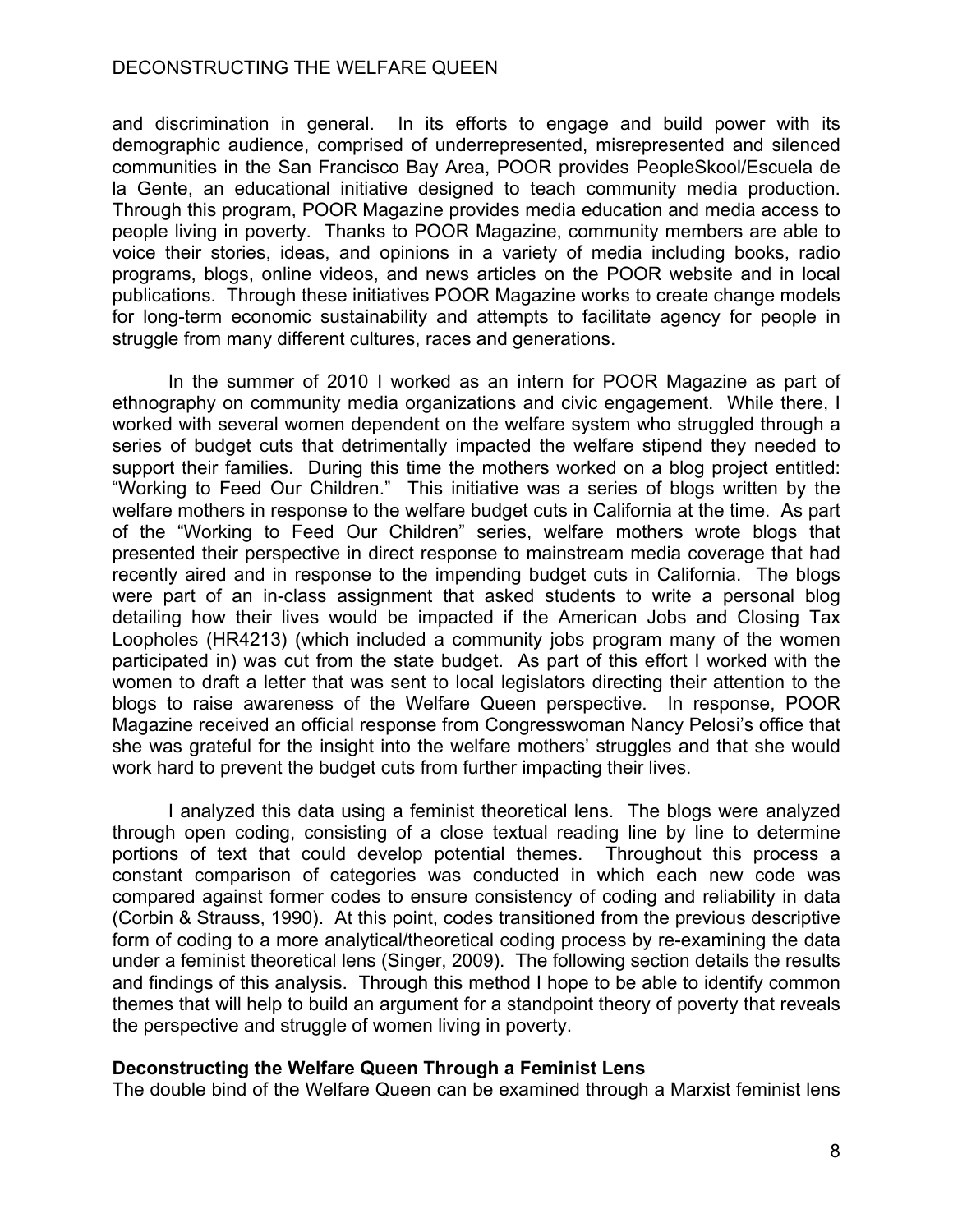and discrimination in general. In its efforts to engage and build power with its demographic audience, comprised of underrepresented, misrepresented and silenced communities in the San Francisco Bay Area, POOR provides PeopleSkool/Escuela de la Gente, an educational initiative designed to teach community media production. Through this program, POOR Magazine provides media education and media access to people living in poverty. Thanks to POOR Magazine, community members are able to voice their stories, ideas, and opinions in a variety of media including books, radio programs, blogs, online videos, and news articles on the POOR website and in local publications. Through these initiatives POOR Magazine works to create change models for long-term economic sustainability and attempts to facilitate agency for people in struggle from many different cultures, races and generations.

In the summer of 2010 I worked as an intern for POOR Magazine as part of ethnography on community media organizations and civic engagement. While there, I worked with several women dependent on the welfare system who struggled through a series of budget cuts that detrimentally impacted the welfare stipend they needed to support their families. During this time the mothers worked on a blog project entitled: "Working to Feed Our Children." This initiative was a series of blogs written by the welfare mothers in response to the welfare budget cuts in California at the time. As part of the "Working to Feed Our Children" series, welfare mothers wrote blogs that presented their perspective in direct response to mainstream media coverage that had recently aired and in response to the impending budget cuts in California. The blogs were part of an in-class assignment that asked students to write a personal blog detailing how their lives would be impacted if the American Jobs and Closing Tax Loopholes (HR4213) (which included a community jobs program many of the women participated in) was cut from the state budget. As part of this effort I worked with the women to draft a letter that was sent to local legislators directing their attention to the blogs to raise awareness of the Welfare Queen perspective. In response, POOR Magazine received an official response from Congresswoman Nancy Pelosi's office that she was grateful for the insight into the welfare mothers' struggles and that she would work hard to prevent the budget cuts from further impacting their lives.

I analyzed this data using a feminist theoretical lens. The blogs were analyzed through open coding, consisting of a close textual reading line by line to determine portions of text that could develop potential themes. Throughout this process a constant comparison of categories was conducted in which each new code was compared against former codes to ensure consistency of coding and reliability in data (Corbin & Strauss, 1990). At this point, codes transitioned from the previous descriptive form of coding to a more analytical/theoretical coding process by re-examining the data under a feminist theoretical lens (Singer, 2009). The following section details the results and findings of this analysis. Through this method I hope to be able to identify common themes that will help to build an argument for a standpoint theory of poverty that reveals the perspective and struggle of women living in poverty.

**Deconstructing the Welfare Queen Through a Feminist Lens**

The double bind of the Welfare Queen can be examined through a Marxist feminist lens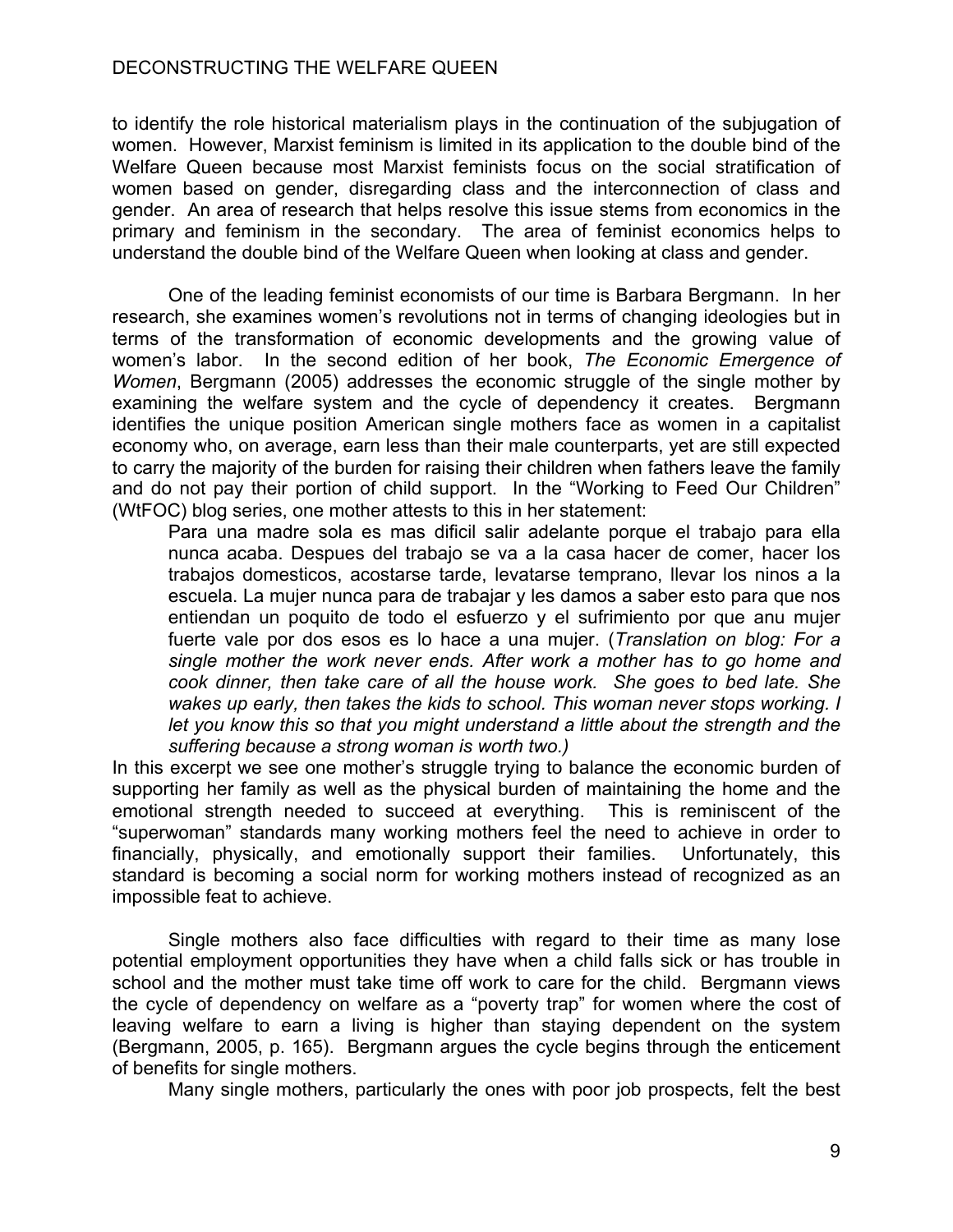to identify the role historical materialism plays in the continuation of the subjugation of women. However, Marxist feminism is limited in its application to the double bind of the Welfare Queen because most Marxist feminists focus on the social stratification of women based on gender, disregarding class and the interconnection of class and gender. An area of research that helps resolve this issue stems from economics in the primary and feminism in the secondary. The area of feminist economics helps to understand the double bind of the Welfare Queen when looking at class and gender.

One of the leading feminist economists of our time is Barbara Bergmann. In her research, she examines women's revolutions not in terms of changing ideologies but in terms of the transformation of economic developments and the growing value of women's labor. In the second edition of her book, *The Economic Emergence of Women*, Bergmann (2005) addresses the economic struggle of the single mother by examining the welfare system and the cycle of dependency it creates. Bergmann identifies the unique position American single mothers face as women in a capitalist economy who, on average, earn less than their male counterparts, yet are still expected to carry the majority of the burden for raising their children when fathers leave the family and do not pay their portion of child support. In the "Working to Feed Our Children" (WtFOC) blog series, one mother attests to this in her statement:

> Para una madre sola es mas dificil salir adelante porque el trabajo para ella nunca acaba. Despues del trabajo se va a la casa hacer de comer, hacer los trabajos domesticos, acostarse tarde, levatarse temprano, llevar los ninos a la escuela. La mujer nunca para de trabajar y les damos a saber esto para que nos entiendan un poquito de todo el esfuerzo y el sufrimiento por que anu mujer fuerte vale por dos esos es lo hace a una mujer. (*Translation on blog: For a single mother the work never ends. After work a mother has to go home and cook dinner, then take care of all the house work. She goes to bed late. She wakes up early, then takes the kids to school. This woman never stops working. I let you know this so that you might understand a little about the strength and the suffering because a strong woman is worth two.)*

In this excerpt we see one mother's struggle trying to balance the economic burden of supporting her family as well as the physical burden of maintaining the home and the emotional strength needed to succeed at everything. This is reminiscent of the "superwoman" standards many working mothers feel the need to achieve in order to financially, physically, and emotionally support their families. Unfortunately, this standard is becoming a social norm for working mothers instead of recognized as an impossible feat to achieve.

Single mothers also face difficulties with regard to their time as many lose potential employment opportunities they have when a child falls sick or has trouble in school and the mother must take time off work to care for the child. Bergmann views the cycle of dependency on welfare as a "poverty trap" for women where the cost of leaving welfare to earn a living is higher than staying dependent on the system (Bergmann, 2005, p. 165). Bergmann argues the cycle begins through the enticement of benefits for single mothers.

Many single mothers, particularly the ones with poor job prospects, felt the best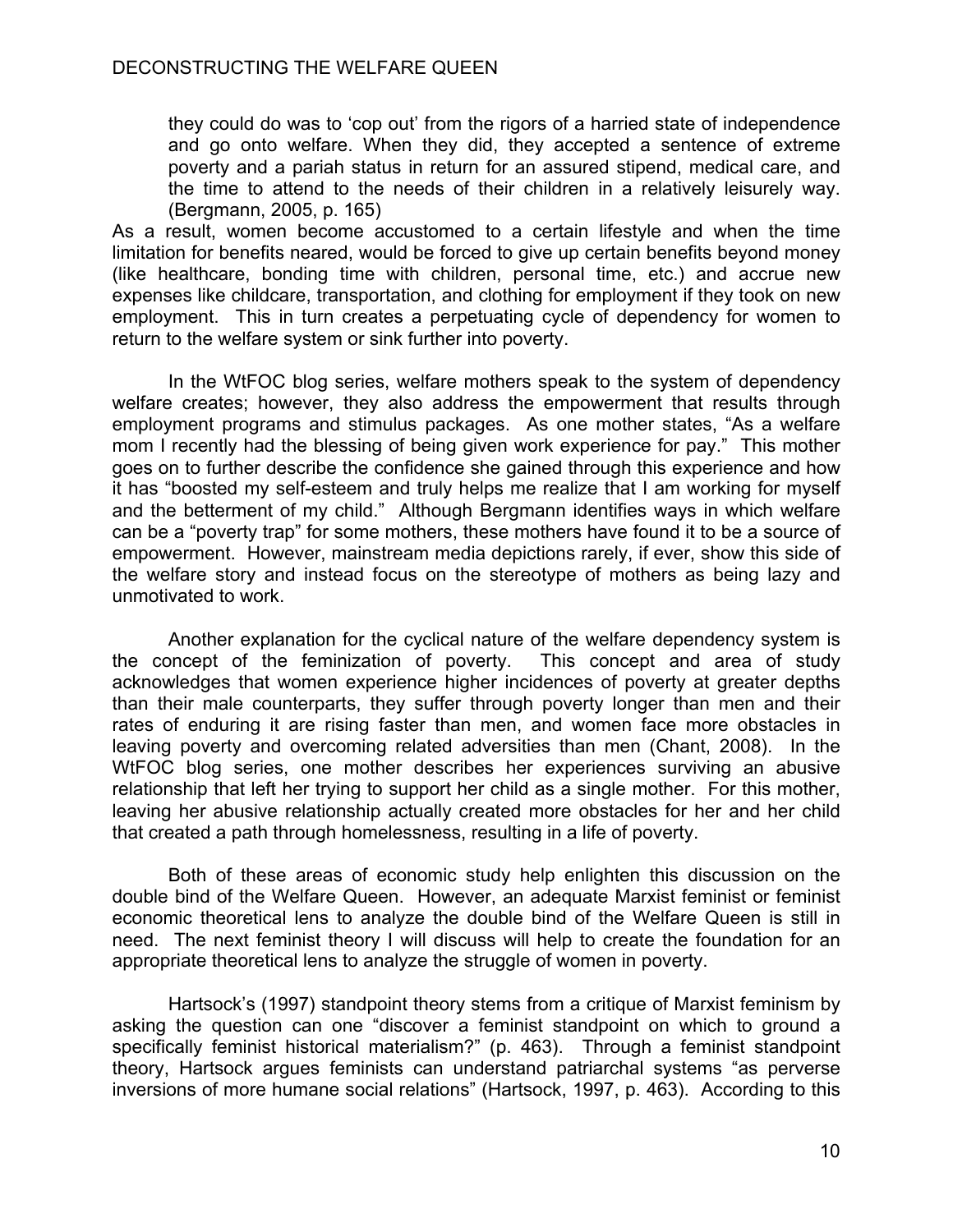> they could do was to 'cop out' from the rigors of a harried state of independence and go onto welfare. When they did, they accepted a sentence of extreme poverty and a pariah status in return for an assured stipend, medical care, and the time to attend to the needs of their children in a relatively leisurely way. (Bergmann, 2005, p. 165)

As a result, women become accustomed to a certain lifestyle and when the time limitation for benefits neared, would be forced to give up certain benefits beyond money (like healthcare, bonding time with children, personal time, etc.) and accrue new expenses like childcare, transportation, and clothing for employment if they took on new employment. This in turn creates a perpetuating cycle of dependency for women to return to the welfare system or sink further into poverty.

In the WtFOC blog series, welfare mothers speak to the system of dependency welfare creates; however, they also address the empowerment that results through employment programs and stimulus packages. As one mother states, "As a welfare mom I recently had the blessing of being given work experience for pay." This mother goes on to further describe the confidence she gained through this experience and how it has "boosted my self-esteem and truly helps me realize that I am working for myself and the betterment of my child." Although Bergmann identifies ways in which welfare can be a "poverty trap" for some mothers, these mothers have found it to be a source of empowerment. However, mainstream media depictions rarely, if ever, show this side of the welfare story and instead focus on the stereotype of mothers as being lazy and unmotivated to work.

Another explanation for the cyclical nature of the welfare dependency system is the concept of the feminization of poverty. This concept and area of study acknowledges that women experience higher incidences of poverty at greater depths than their male counterparts, they suffer through poverty longer than men and their rates of enduring it are rising faster than men, and women face more obstacles in leaving poverty and overcoming related adversities than men (Chant, 2008). In the WtFOC blog series, one mother describes her experiences surviving an abusive relationship that left her trying to support her child as a single mother. For this mother, leaving her abusive relationship actually created more obstacles for her and her child that created a path through homelessness, resulting in a life of poverty.

Both of these areas of economic study help enlighten this discussion on the double bind of the Welfare Queen. However, an adequate Marxist feminist or feminist economic theoretical lens to analyze the double bind of the Welfare Queen is still in need. The next feminist theory I will discuss will help to create the foundation for an appropriate theoretical lens to analyze the struggle of women in poverty.

Hartsock's (1997) standpoint theory stems from a critique of Marxist feminism by asking the question can one "discover a feminist standpoint on which to ground a specifically feminist historical materialism?" (p. 463). Through a feminist standpoint theory, Hartsock argues feminists can understand patriarchal systems "as perverse inversions of more humane social relations" (Hartsock, 1997, p. 463). According to this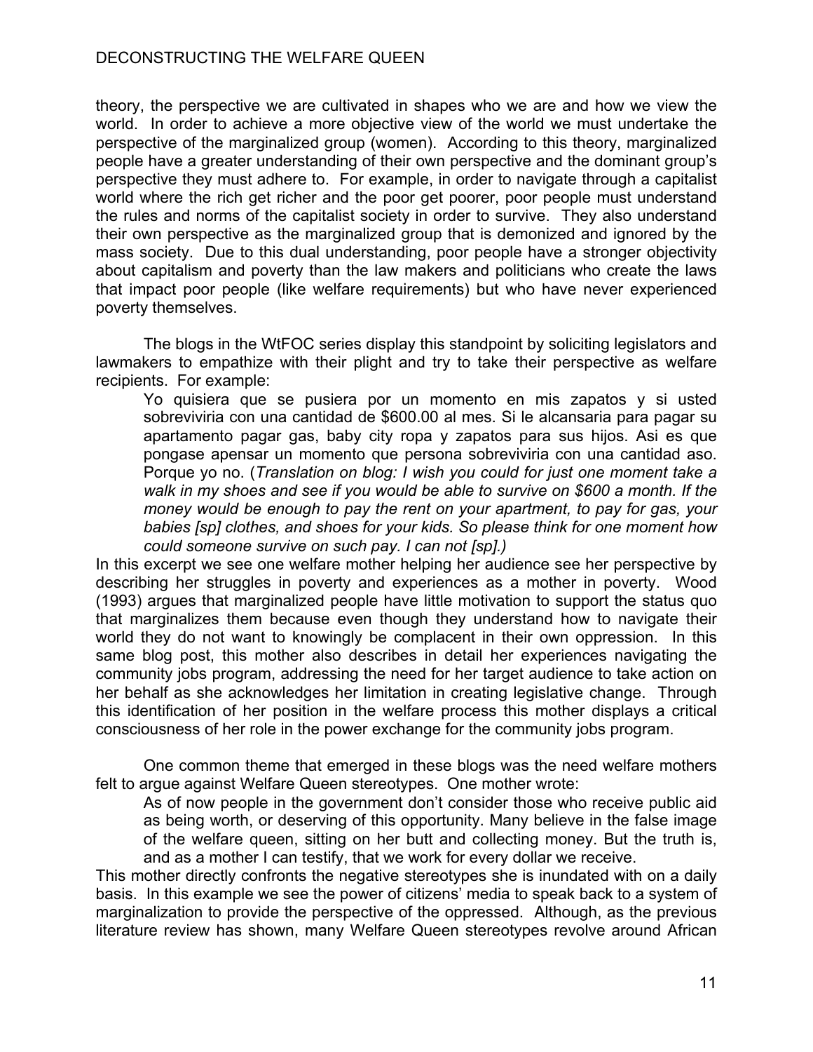theory, the perspective we are cultivated in shapes who we are and how we view the world. In order to achieve a more objective view of the world we must undertake the perspective of the marginalized group (women). According to this theory, marginalized people have a greater understanding of their own perspective and the dominant group's perspective they must adhere to. For example, in order to navigate through a capitalist world where the rich get richer and the poor get poorer, poor people must understand the rules and norms of the capitalist society in order to survive. They also understand their own perspective as the marginalized group that is demonized and ignored by the mass society. Due to this dual understanding, poor people have a stronger objectivity about capitalism and poverty than the law makers and politicians who create the laws that impact poor people (like welfare requirements) but who have never experienced poverty themselves.

The blogs in the WtFOC series display this standpoint by soliciting legislators and lawmakers to empathize with their plight and try to take their perspective as welfare recipients. For example:

> Yo quisiera que se pusiera por un momento en mis zapatos y si usted sobreviviria con una cantidad de $600.00 al mes. Si le alcansaria para pagar su apartamento pagar gas, baby city ropa y zapatos para sus hijos. Asi es que pongase apensar un momento que persona sobreviviria con una cantidad aso. Porque yo no. (*Translation on blog: I wish you could for just one moment take a walk in my shoes and see if you would be able to survive on $600 a month. If the money would be enough to pay the rent on your apartment, to pay for gas, your babies [sp] clothes, and shoes for your kids. So please think for one moment how could someone survive on such pay. I can not [sp].)*

In this excerpt we see one welfare mother helping her audience see her perspective by describing her struggles in poverty and experiences as a mother in poverty. Wood (1993) argues that marginalized people have little motivation to support the status quo that marginalizes them because even though they understand how to navigate their world they do not want to knowingly be complacent in their own oppression. In this same blog post, this mother also describes in detail her experiences navigating the community jobs program, addressing the need for her target audience to take action on her behalf as she acknowledges her limitation in creating legislative change. Through this identification of her position in the welfare process this mother displays a critical consciousness of her role in the power exchange for the community jobs program.

One common theme that emerged in these blogs was the need welfare mothers felt to argue against Welfare Queen stereotypes. One mother wrote:

> As of now people in the government don't consider those who receive public aid as being worth, or deserving of this opportunity. Many believe in the false image of the welfare queen, sitting on her butt and collecting money. But the truth is, and as a mother I can testify, that we work for every dollar we receive.

This mother directly confronts the negative stereotypes she is inundated with on a daily basis. In this example we see the power of citizens' media to speak back to a system of marginalization to provide the perspective of the oppressed. Although, as the previous literature review has shown, many Welfare Queen stereotypes revolve around African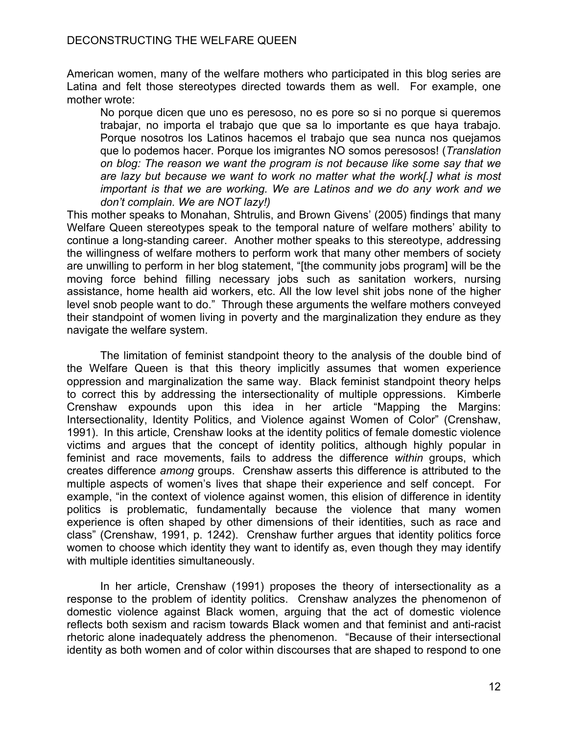American women, many of the welfare mothers who participated in this blog series are Latina and felt those stereotypes directed towards them as well. For example, one mother wrote:

> No porque dicen que uno es peresoso, no es pore so si no porque si queremos trabajar, no importa el trabajo que que sa lo importante es que haya trabajo. Porque nosotros los Latinos hacemos el trabajo que sea nunca nos quejamos que lo podemos hacer. Porque los imigrantes NO somos peresosos! (*Translation on blog: The reason we want the program is not because like some say that we are lazy but because we want to work no matter what the work[.] what is most important is that we are working. We are Latinos and we do any work and we don't complain. We are NOT lazy!)*

This mother speaks to Monahan, Shtrulis, and Brown Givens' (2005) findings that many Welfare Queen stereotypes speak to the temporal nature of welfare mothers' ability to continue a long-standing career. Another mother speaks to this stereotype, addressing the willingness of welfare mothers to perform work that many other members of society are unwilling to perform in her blog statement, "[the community jobs program] will be the moving force behind filling necessary jobs such as sanitation workers, nursing assistance, home health aid workers, etc. All the low level shit jobs none of the higher level snob people want to do." Through these arguments the welfare mothers conveyed their standpoint of women living in poverty and the marginalization they endure as they navigate the welfare system.

The limitation of feminist standpoint theory to the analysis of the double bind of the Welfare Queen is that this theory implicitly assumes that women experience oppression and marginalization the same way. Black feminist standpoint theory helps to correct this by addressing the intersectionality of multiple oppressions. Kimberle Crenshaw expounds upon this idea in her article "Mapping the Margins: Intersectionality, Identity Politics, and Violence against Women of Color" (Crenshaw, 1991). In this article, Crenshaw looks at the identity politics of female domestic violence victims and argues that the concept of identity politics, although highly popular in feminist and race movements, fails to address the difference *within* groups, which creates difference *among* groups. Crenshaw asserts this difference is attributed to the multiple aspects of women's lives that shape their experience and self concept. For example, "in the context of violence against women, this elision of difference in identity politics is problematic, fundamentally because the violence that many women experience is often shaped by other dimensions of their identities, such as race and class" (Crenshaw, 1991, p. 1242). Crenshaw further argues that identity politics force women to choose which identity they want to identify as, even though they may identify with multiple identities simultaneously.

In her article, Crenshaw (1991) proposes the theory of intersectionality as a response to the problem of identity politics. Crenshaw analyzes the phenomenon of domestic violence against Black women, arguing that the act of domestic violence reflects both sexism and racism towards Black women and that feminist and anti-racist rhetoric alone inadequately address the phenomenon. "Because of their intersectional identity as both women and of color within discourses that are shaped to respond to one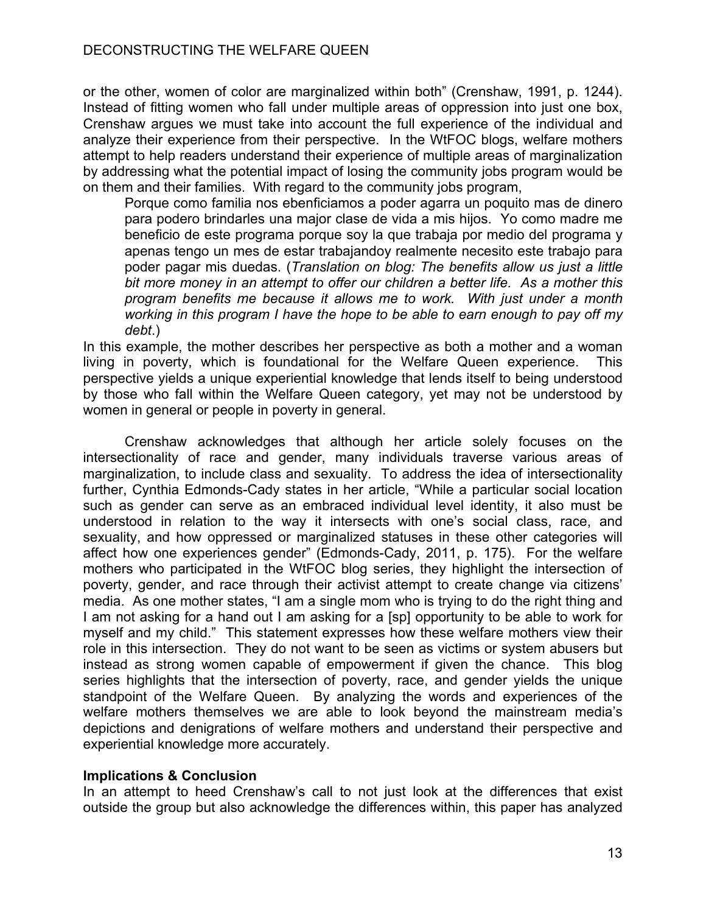or the other, women of color are marginalized within both" (Crenshaw, 1991, p. 1244). Instead of fitting women who fall under multiple areas of oppression into just one box, Crenshaw argues we must take into account the full experience of the individual and analyze their experience from their perspective. In the WtFOC blogs, welfare mothers attempt to help readers understand their experience of multiple areas of marginalization by addressing what the potential impact of losing the community jobs program would be on them and their families. With regard to the community jobs program,

> Porque como familia nos ebenficiamos a poder agarra un poquito mas de dinero para podero brindarles una major clase de vida a mis hijos. Yo como madre me beneficio de este programa porque soy la que trabaja por medio del programa y apenas tengo un mes de estar trabajandoy realmente necesito este trabajo para poder pagar mis duedas. (*Translation on blog: The benefits allow us just a little bit more money in an attempt to offer our children a better life. As a mother this program benefits me because it allows me to work. With just under a month working in this program I have the hope to be able to earn enough to pay off my debt*.)

In this example, the mother describes her perspective as both a mother and a woman living in poverty, which is foundational for the Welfare Queen experience. This perspective yields a unique experiential knowledge that lends itself to being understood by those who fall within the Welfare Queen category, yet may not be understood by women in general or people in poverty in general.

Crenshaw acknowledges that although her article solely focuses on the intersectionality of race and gender, many individuals traverse various areas of marginalization, to include class and sexuality. To address the idea of intersectionality further, Cynthia Edmonds-Cady states in her article, "While a particular social location such as gender can serve as an embraced individual level identity, it also must be understood in relation to the way it intersects with one's social class, race, and sexuality, and how oppressed or marginalized statuses in these other categories will affect how one experiences gender" (Edmonds-Cady, 2011, p. 175). For the welfare mothers who participated in the WtFOC blog series, they highlight the intersection of poverty, gender, and race through their activist attempt to create change via citizens' media. As one mother states, "I am a single mom who is trying to do the right thing and I am not asking for a hand out I am asking for a [sp] opportunity to be able to work for myself and my child." This statement expresses how these welfare mothers view their role in this intersection. They do not want to be seen as victims or system abusers but instead as strong women capable of empowerment if given the chance. This blog series highlights that the intersection of poverty, race, and gender yields the unique standpoint of the Welfare Queen. By analyzing the words and experiences of the welfare mothers themselves we are able to look beyond the mainstream media's depictions and denigrations of welfare mothers and understand their perspective and experiential knowledge more accurately.

## Implications & Conclusion

In an attempt to heed Crenshaw's call to not just look at the differences that exist outside the group but also acknowledge the differences within, this paper has analyzed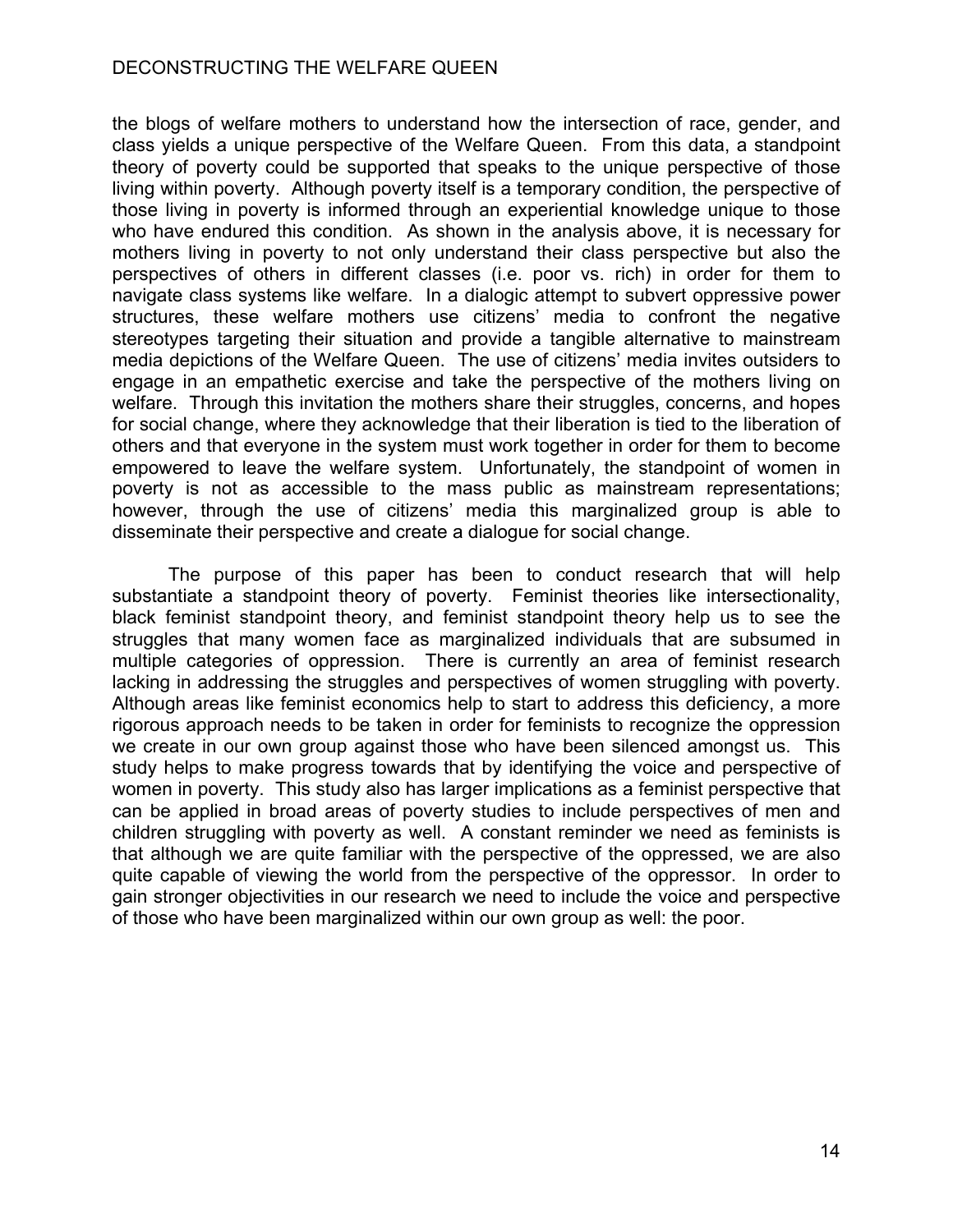the blogs of welfare mothers to understand how the intersection of race, gender, and class yields a unique perspective of the Welfare Queen. From this data, a standpoint theory of poverty could be supported that speaks to the unique perspective of those living within poverty. Although poverty itself is a temporary condition, the perspective of those living in poverty is informed through an experiential knowledge unique to those who have endured this condition. As shown in the analysis above, it is necessary for mothers living in poverty to not only understand their class perspective but also the perspectives of others in different classes (i.e. poor vs. rich) in order for them to navigate class systems like welfare. In a dialogic attempt to subvert oppressive power structures, these welfare mothers use citizens' media to confront the negative stereotypes targeting their situation and provide a tangible alternative to mainstream media depictions of the Welfare Queen. The use of citizens' media invites outsiders to engage in an empathetic exercise and take the perspective of the mothers living on welfare. Through this invitation the mothers share their struggles, concerns, and hopes for social change, where they acknowledge that their liberation is tied to the liberation of others and that everyone in the system must work together in order for them to become empowered to leave the welfare system. Unfortunately, the standpoint of women in poverty is not as accessible to the mass public as mainstream representations; however, through the use of citizens' media this marginalized group is able to disseminate their perspective and create a dialogue for social change.

The purpose of this paper has been to conduct research that will help substantiate a standpoint theory of poverty. Feminist theories like intersectionality, black feminist standpoint theory, and feminist standpoint theory help us to see the struggles that many women face as marginalized individuals that are subsumed in multiple categories of oppression. There is currently an area of feminist research lacking in addressing the struggles and perspectives of women struggling with poverty. Although areas like feminist economics help to start to address this deficiency, a more rigorous approach needs to be taken in order for feminists to recognize the oppression we create in our own group against those who have been silenced amongst us. This study helps to make progress towards that by identifying the voice and perspective of women in poverty. This study also has larger implications as a feminist perspective that can be applied in broad areas of poverty studies to include perspectives of men and children struggling with poverty as well. A constant reminder we need as feminists is that although we are quite familiar with the perspective of the oppressed, we are also quite capable of viewing the world from the perspective of the oppressor. In order to gain stronger objectivities in our research we need to include the voice and perspective of those who have been marginalized within our own group as well: the poor.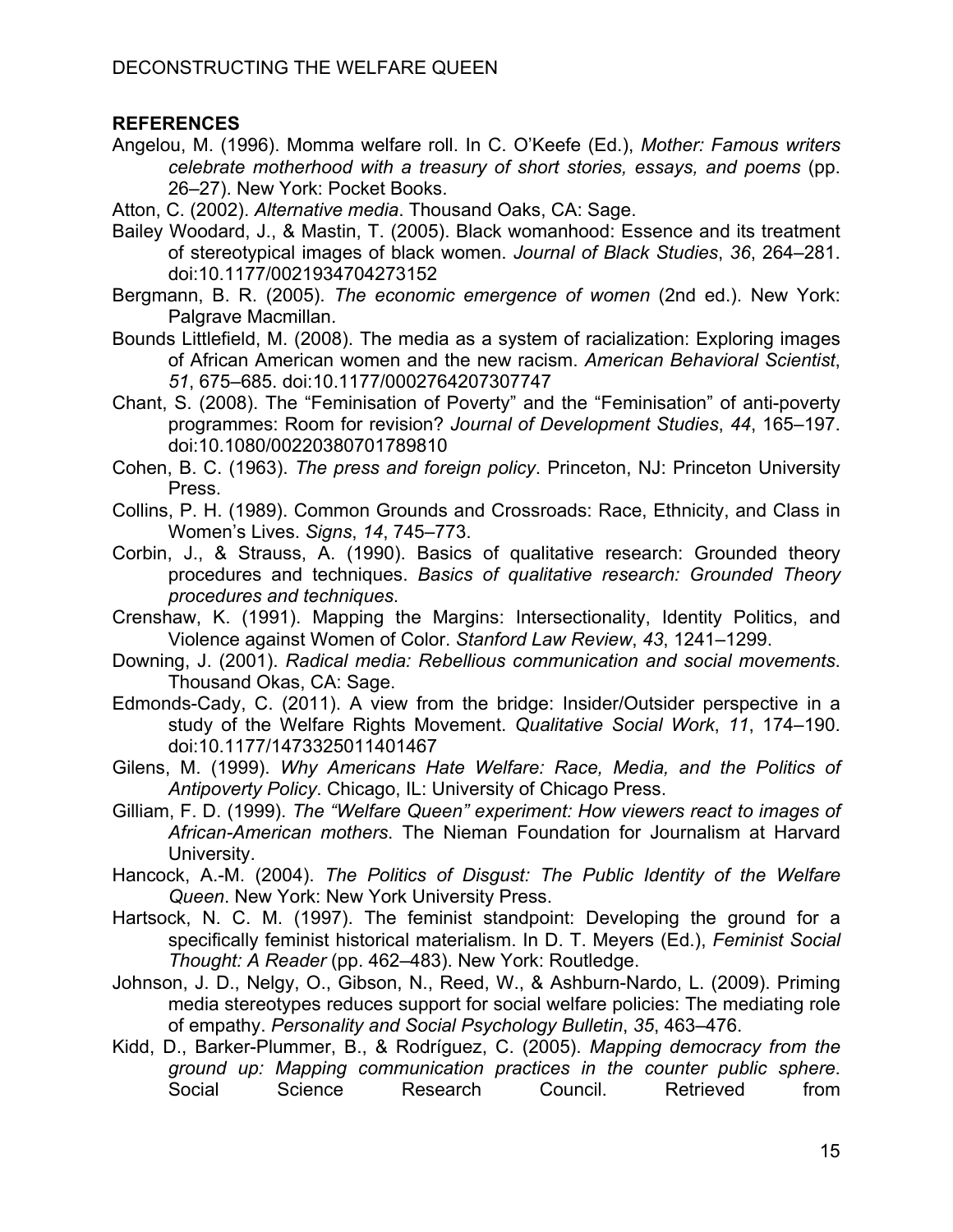## REFERENCES

Angelou, M. (1996). Momma welfare roll. In C. O'Keefe (Ed.), *Mother: Famous writers celebrate motherhood with a treasury of short stories, essays, and poems* (pp. 26–27). New York: Pocket Books.

Atton, C. (2002). *Alternative media*. Thousand Oaks, CA: Sage.

Bailey Woodard, J., & Mastin, T. (2005). Black womanhood: Essence and its treatment of stereotypical images of black women. *Journal of Black Studies*, *36*, 264–281. doi:10.1177/0021934704273152

Bergmann, B. R. (2005). *The economic emergence of women* (2nd ed.). New York: Palgrave Macmillan.

Bounds Littlefield, M. (2008). The media as a system of racialization: Exploring images of African American women and the new racism. *American Behavioral Scientist*, *51*, 675–685. doi:10.1177/0002764207307747

Chant, S. (2008). The "Feminisation of Poverty" and the "Feminisation" of anti-poverty programmes: Room for revision? *Journal of Development Studies*, *44*, 165–197. doi:10.1080/00220380701789810

Cohen, B. C. (1963). *The press and foreign policy*. Princeton, NJ: Princeton University Press.

Collins, P. H. (1989). Common Grounds and Crossroads: Race, Ethnicity, and Class in Women's Lives. *Signs*, *14*, 745–773.

Corbin, J., & Strauss, A. (1990). Basics of qualitative research: Grounded theory procedures and techniques. *Basics of qualitative research: Grounded Theory procedures and techniques*.

Crenshaw, K. (1991). Mapping the Margins: Intersectionality, Identity Politics, and Violence against Women of Color. *Stanford Law Review*, *43*, 1241–1299.

Downing, J. (2001). *Radical media: Rebellious communication and social movements*. Thousand Okas, CA: Sage.

Edmonds-Cady, C. (2011). A view from the bridge: Insider/Outsider perspective in a study of the Welfare Rights Movement. *Qualitative Social Work*, *11*, 174–190. doi:10.1177/1473325011401467

Gilens, M. (1999). *Why Americans Hate Welfare: Race, Media, and the Politics of Antipoverty Policy*. Chicago, IL: University of Chicago Press.

Gilliam, F. D. (1999). *The "Welfare Queen" experiment: How viewers react to images of African-American mothers*. The Nieman Foundation for Journalism at Harvard University.

Hancock, A.-M. (2004). *The Politics of Disgust: The Public Identity of the Welfare Queen*. New York: New York University Press.

Hartsock, N. C. M. (1997). The feminist standpoint: Developing the ground for a specifically feminist historical materialism. In D. T. Meyers (Ed.), *Feminist Social Thought: A Reader* (pp. 462–483). New York: Routledge.

Johnson, J. D., Nelgy, O., Gibson, N., Reed, W., & Ashburn-Nardo, L. (2009). Priming media stereotypes reduces support for social welfare policies: The mediating role of empathy. *Personality and Social Psychology Bulletin*, *35*, 463–476.

Kidd, D., Barker-Plummer, B., & Rodríguez, C. (2005). *Mapping democracy from the ground up: Mapping communication practices in the counter public sphere*. Social Science Research Council. Retrieved from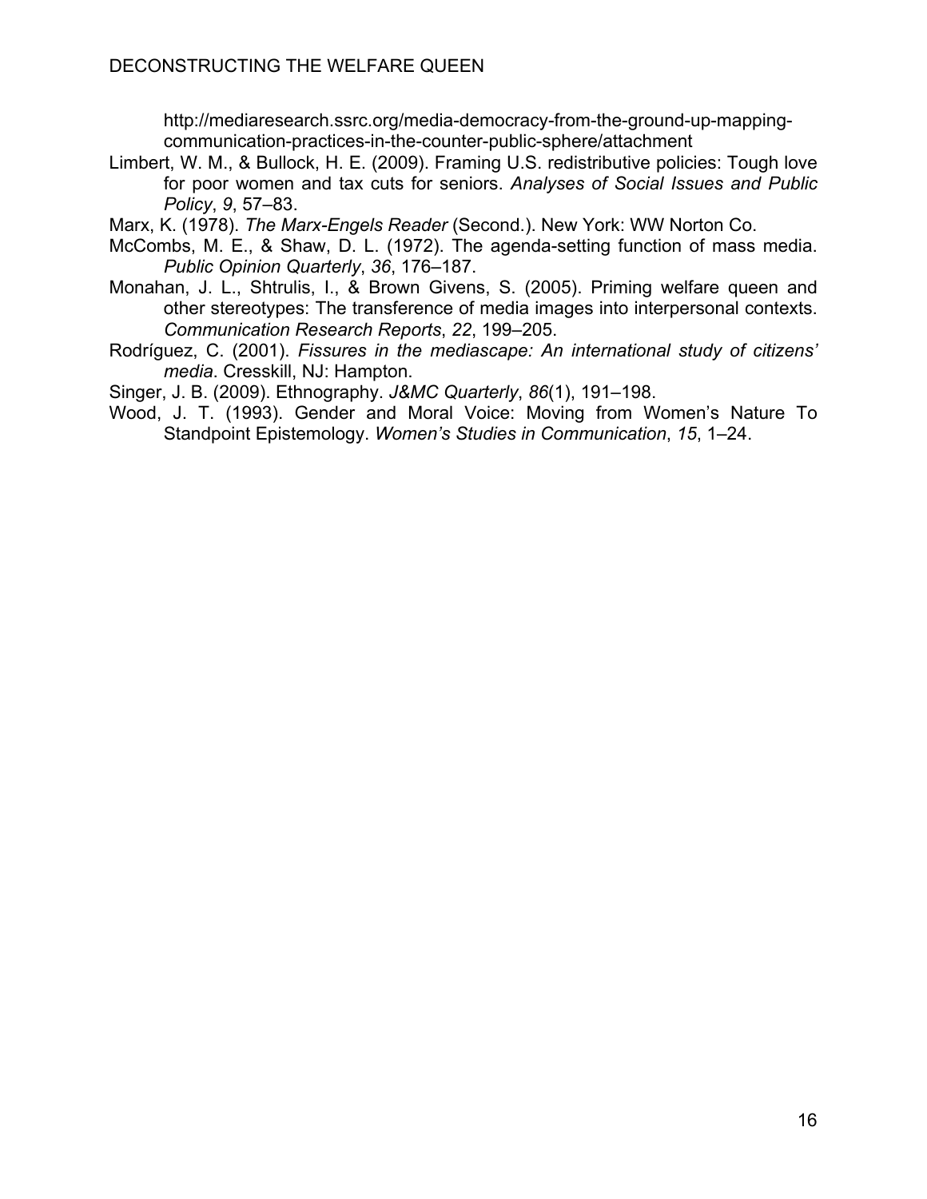http://mediaresearch.ssrc.org/media-democracy-from-the-ground-up-mapping-communication-practices-in-the-counter-public-sphere/attachment

Limbert, W. M., & Bullock, H. E. (2009). Framing U.S. redistributive policies: Tough love for poor women and tax cuts for seniors. *Analyses of Social Issues and Public Policy*, *9*, 57–83.

Marx, K. (1978). *The Marx-Engels Reader* (Second.). New York: WW Norton Co.

McCombs, M. E., & Shaw, D. L. (1972). The agenda-setting function of mass media. *Public Opinion Quarterly*, *36*, 176–187.

Monahan, J. L., Shtrulis, I., & Brown Givens, S. (2005). Priming welfare queen and other stereotypes: The transference of media images into interpersonal contexts. *Communication Research Reports*, *22*, 199–205.

Rodríguez, C. (2001). *Fissures in the mediascape: An international study of citizens' media*. Cresskill, NJ: Hampton.

Singer, J. B. (2009). Ethnography. *J&MC Quarterly*, *86*(1), 191–198.

Wood, J. T. (1993). Gender and Moral Voice: Moving from Women's Nature To Standpoint Epistemology. *Women's Studies in Communication*, *15*, 1–24.